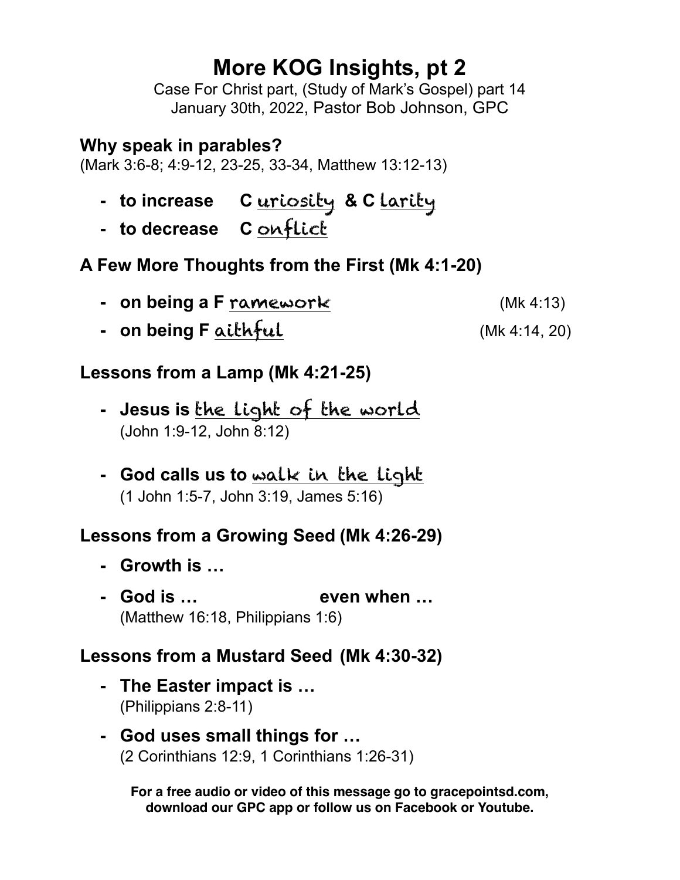# More KOG Insights, pt 2

Case For Christ part, (Study of Mark's Gospel) part 14
January 30th, 2022, Pastor Bob Johnson, GPC

## Why speak in parables?

(Mark 3:6-8; 4:9-12, 23-25, 33-34, Matthew 13:12-13)

- **to increase C** uriosity **& C** larity
- **to decrease C** onflict

## A Few More Thoughts from the First (Mk 4:1-20)

- **on being a F** ramework (Mk 4:13)
- **on being F** aithful (Mk 4:14, 20)

## Lessons from a Lamp (Mk 4:21-25)

- **Jesus is** the light of the world
  (John 1:9-12, John 8:12)
- **God calls us to** walk in the light
  (1 John 1:5-7, John 3:19, James 5:16)

## Lessons from a Growing Seed (Mk 4:26-29)

- **Growth is …**
- **God is … even when …**
  (Matthew 16:18, Philippians 1:6)

## Lessons from a Mustard Seed (Mk 4:30-32)

- **The Easter impact is …**
  (Philippians 2:8-11)
- **God uses small things for …**
  (2 Corinthians 12:9, 1 Corinthians 1:26-31)

**For a free audio or video of this message go to gracepointsd.com, download our GPC app or follow us on Facebook or Youtube.**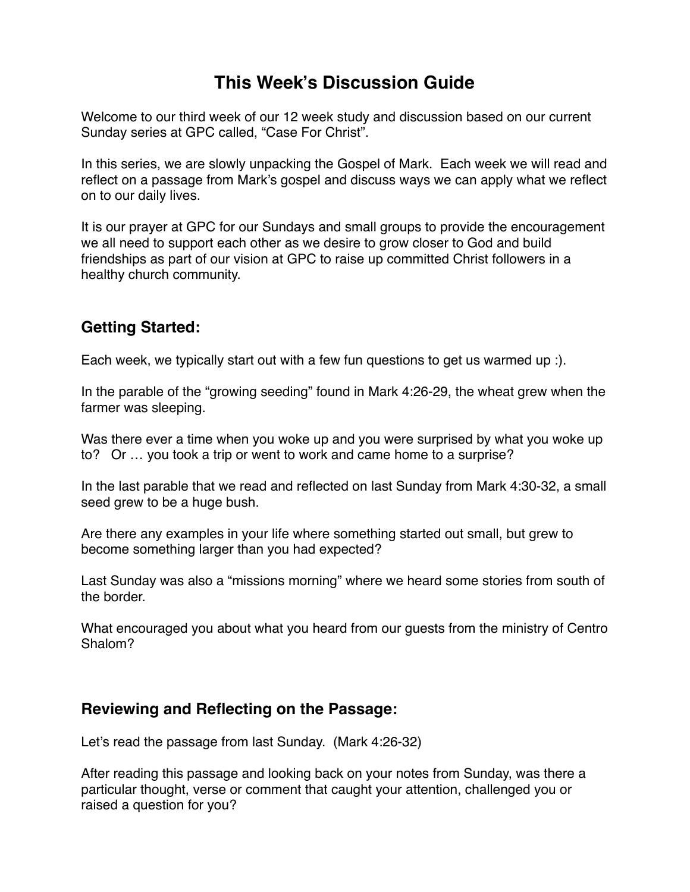# This Week's Discussion Guide

Welcome to our third week of our 12 week study and discussion based on our current Sunday series at GPC called, "Case For Christ".

In this series, we are slowly unpacking the Gospel of Mark. Each week we will read and reflect on a passage from Mark's gospel and discuss ways we can apply what we reflect on to our daily lives.

It is our prayer at GPC for our Sundays and small groups to provide the encouragement we all need to support each other as we desire to grow closer to God and build friendships as part of our vision at GPC to raise up committed Christ followers in a healthy church community.

## Getting Started:

Each week, we typically start out with a few fun questions to get us warmed up :).

In the parable of the "growing seeding" found in Mark 4:26-29, the wheat grew when the farmer was sleeping.

Was there ever a time when you woke up and you were surprised by what you woke up to? Or … you took a trip or went to work and came home to a surprise?

In the last parable that we read and reflected on last Sunday from Mark 4:30-32, a small seed grew to be a huge bush.

Are there any examples in your life where something started out small, but grew to become something larger than you had expected?

Last Sunday was also a "missions morning" where we heard some stories from south of the border.

What encouraged you about what you heard from our guests from the ministry of Centro Shalom?

## Reviewing and Reflecting on the Passage:

Let's read the passage from last Sunday. (Mark 4:26-32)

After reading this passage and looking back on your notes from Sunday, was there a particular thought, verse or comment that caught your attention, challenged you or raised a question for you?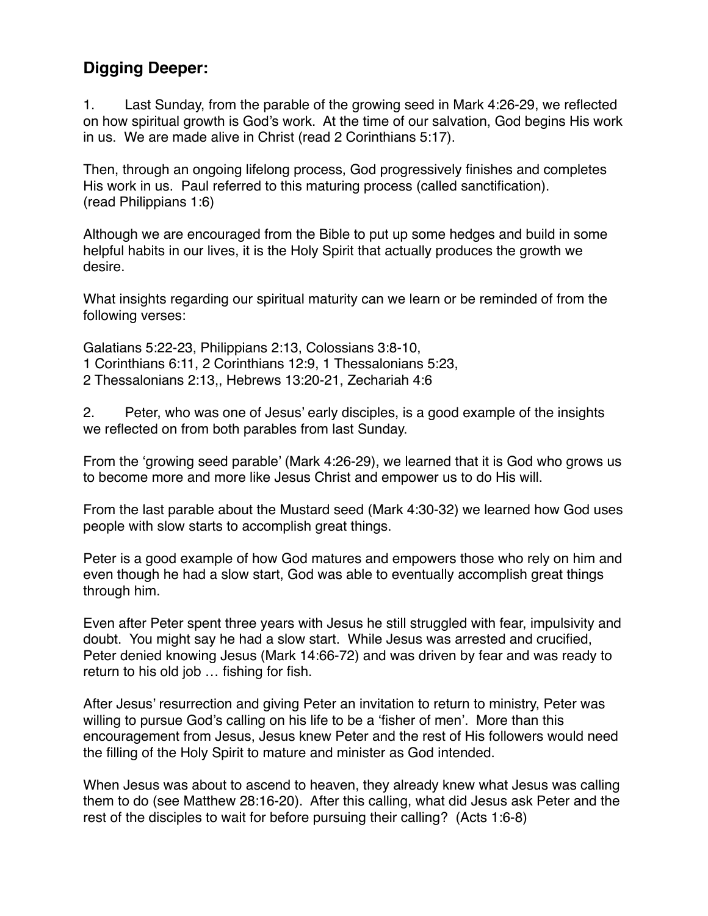## **Digging Deeper:**

1. Last Sunday, from the parable of the growing seed in Mark 4:26-29, we reflected on how spiritual growth is God's work. At the time of our salvation, God begins His work in us. We are made alive in Christ (read 2 Corinthians 5:17).

Then, through an ongoing lifelong process, God progressively finishes and completes His work in us. Paul referred to this maturing process (called sanctification). (read Philippians 1:6)

Although we are encouraged from the Bible to put up some hedges and build in some helpful habits in our lives, it is the Holy Spirit that actually produces the growth we desire.

What insights regarding our spiritual maturity can we learn or be reminded of from the following verses:

Galatians 5:22-23, Philippians 2:13, Colossians 3:8-10,
1 Corinthians 6:11, 2 Corinthians 12:9, 1 Thessalonians 5:23,
2 Thessalonians 2:13,, Hebrews 13:20-21, Zechariah 4:6

2. Peter, who was one of Jesus' early disciples, is a good example of the insights we reflected on from both parables from last Sunday.

From the 'growing seed parable' (Mark 4:26-29), we learned that it is God who grows us to become more and more like Jesus Christ and empower us to do His will.

From the last parable about the Mustard seed (Mark 4:30-32) we learned how God uses people with slow starts to accomplish great things.

Peter is a good example of how God matures and empowers those who rely on him and even though he had a slow start, God was able to eventually accomplish great things through him.

Even after Peter spent three years with Jesus he still struggled with fear, impulsivity and doubt. You might say he had a slow start. While Jesus was arrested and crucified, Peter denied knowing Jesus (Mark 14:66-72) and was driven by fear and was ready to return to his old job … fishing for fish.

After Jesus' resurrection and giving Peter an invitation to return to ministry, Peter was willing to pursue God's calling on his life to be a 'fisher of men'. More than this encouragement from Jesus, Jesus knew Peter and the rest of His followers would need the filling of the Holy Spirit to mature and minister as God intended.

When Jesus was about to ascend to heaven, they already knew what Jesus was calling them to do (see Matthew 28:16-20). After this calling, what did Jesus ask Peter and the rest of the disciples to wait for before pursuing their calling? (Acts 1:6-8)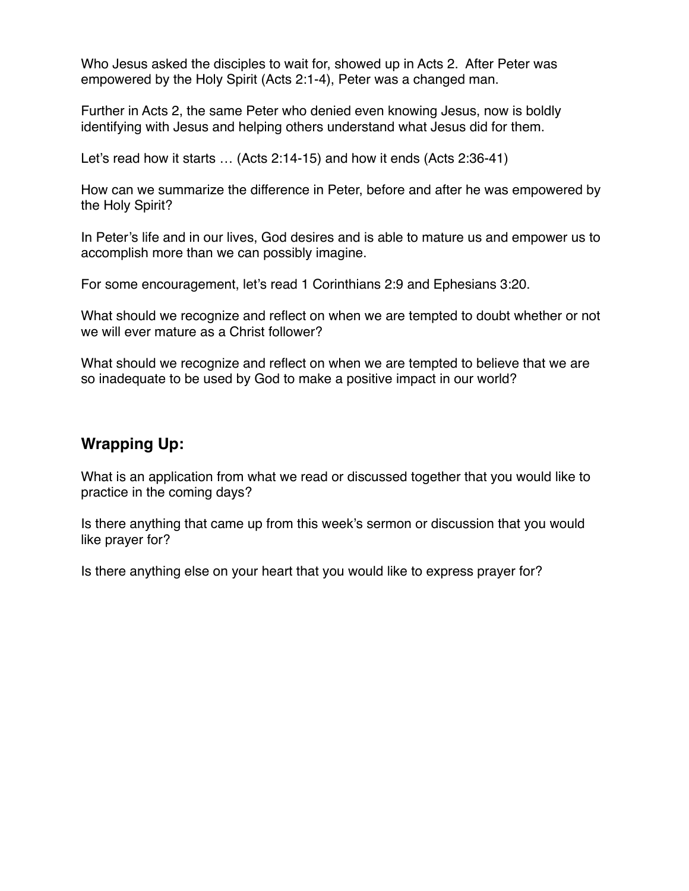Who Jesus asked the disciples to wait for, showed up in Acts 2. After Peter was empowered by the Holy Spirit (Acts 2:1-4), Peter was a changed man.

Further in Acts 2, the same Peter who denied even knowing Jesus, now is boldly identifying with Jesus and helping others understand what Jesus did for them.

Let's read how it starts … (Acts 2:14-15) and how it ends (Acts 2:36-41)

How can we summarize the difference in Peter, before and after he was empowered by the Holy Spirit?

In Peter's life and in our lives, God desires and is able to mature us and empower us to accomplish more than we can possibly imagine.

For some encouragement, let's read 1 Corinthians 2:9 and Ephesians 3:20.

What should we recognize and reflect on when we are tempted to doubt whether or not we will ever mature as a Christ follower?

What should we recognize and reflect on when we are tempted to believe that we are so inadequate to be used by God to make a positive impact in our world?

## Wrapping Up:

What is an application from what we read or discussed together that you would like to practice in the coming days?

Is there anything that came up from this week's sermon or discussion that you would like prayer for?

Is there anything else on your heart that you would like to express prayer for?